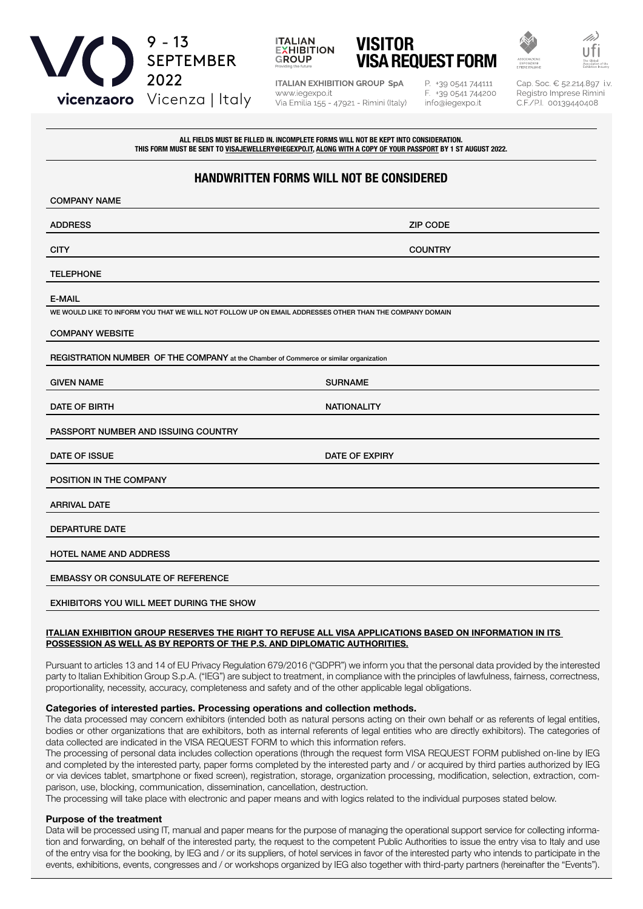vicenzaoro 9 - 13 SEPTEMBER 2022 Vicenza | Italy

ITALIAN EXHIBITION GROUP Providing the future

# VISITOR VISA REQUEST FORM

**ITALIAN EXHIBITION GROUP SpA**
www.iegexpo.it
Via Emilia 155 - 47921 - Rimini (Italy)

P. +39 0541 744111
F. +39 0541 744200
info@iegexpo.it

Cap. Soc. € 52.214.897 i.v.
Registro Imprese Rimini
C.F./P.I. 00139440408

**ALL FIELDS MUST BE FILLED IN. INCOMPLETE FORMS WILL NOT BE KEPT INTO CONSIDERATION.**
**THIS FORM MUST BE SENT TO VISAJEWELLERY@IEGEXPO.IT, ALONG WITH A COPY OF YOUR PASSPORT BY 1 ST AUGUST 2022.**

## HANDWRITTEN FORMS WILL NOT BE CONSIDERED

COMPANY NAME

ADDRESS | ZIP CODE

CITY | COUNTRY

TELEPHONE

E-MAIL

WE WOULD LIKE TO INFORM YOU THAT WE WILL NOT FOLLOW UP ON EMAIL ADDRESSES OTHER THAN THE COMPANY DOMAIN

COMPANY WEBSITE

REGISTRATION NUMBER OF THE COMPANY at the Chamber of Commerce or similar organization

GIVEN NAME | SURNAME

DATE OF BIRTH | NATIONALITY

PASSPORT NUMBER AND ISSUING COUNTRY

DATE OF ISSUE | DATE OF EXPIRY

POSITION IN THE COMPANY

ARRIVAL DATE

DEPARTURE DATE

HOTEL NAME AND ADDRESS

EMBASSY OR CONSULATE OF REFERENCE

EXHIBITORS YOU WILL MEET DURING THE SHOW

**ITALIAN EXHIBITION GROUP RESERVES THE RIGHT TO REFUSE ALL VISA APPLICATIONS BASED ON INFORMATION IN ITS POSSESSION AS WELL AS BY REPORTS OF THE P.S. AND DIPLOMATIC AUTHORITIES.**

Pursuant to articles 13 and 14 of EU Privacy Regulation 679/2016 ("GDPR") we inform you that the personal data provided by the interested party to Italian Exhibition Group S.p.A. ("IEG") are subject to treatment, in compliance with the principles of lawfulness, fairness, correctness, proportionality, necessity, accuracy, completeness and safety and of the other applicable legal obligations.

**Categories of interested parties. Processing operations and collection methods.**

The data processed may concern exhibitors (intended both as natural persons acting on their own behalf or as referents of legal entities, bodies or other organizations that are exhibitors, both as internal referents of legal entities who are directly exhibitors). The categories of data collected are indicated in the VISA REQUEST FORM to which this information refers.

The processing of personal data includes collection operations (through the request form VISA REQUEST FORM published on-line by IEG and completed by the interested party, paper forms completed by the interested party and / or acquired by third parties authorized by IEG or via devices tablet, smartphone or fixed screen), registration, storage, organization processing, modification, selection, extraction, comparison, use, blocking, communication, dissemination, cancellation, destruction.

The processing will take place with electronic and paper means and with logics related to the individual purposes stated below.

**Purpose of the treatment**

Data will be processed using IT, manual and paper means for the purpose of managing the operational support service for collecting information and forwarding, on behalf of the interested party, the request to the competent Public Authorities to issue the entry visa to Italy and use of the entry visa for the booking, by IEG and / or its suppliers, of hotel services in favor of the interested party who intends to participate in the events, exhibitions, events, congresses and / or workshops organized by IEG also together with third-party partners (hereinafter the "Events").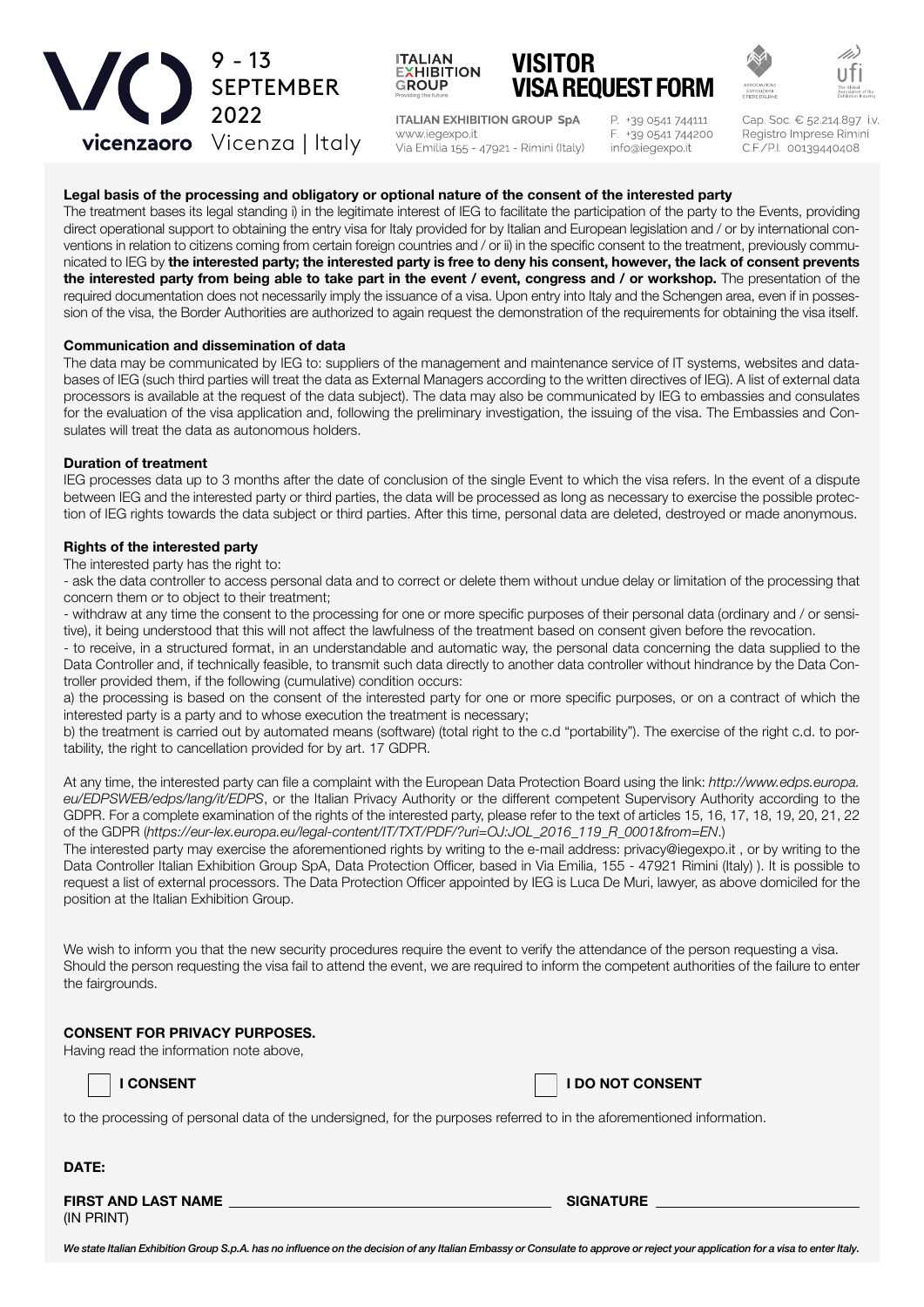## Legal basis of the processing and obligatory or optional nature of the consent of the interested party

The treatment bases its legal standing i) in the legitimate interest of IEG to facilitate the participation of the party to the Events, providing direct operational support to obtaining the entry visa for Italy provided for by Italian and European legislation and / or by international conventions in relation to citizens coming from certain foreign countries and / or ii) in the specific consent to the treatment, previously communicated to IEG by **the interested party; the interested party is free to deny his consent, however, the lack of consent prevents the interested party from being able to take part in the event / event, congress and / or workshop.** The presentation of the required documentation does not necessarily imply the issuance of a visa. Upon entry into Italy and the Schengen area, even if in possession of the visa, the Border Authorities are authorized to again request the demonstration of the requirements for obtaining the visa itself.

## Communication and dissemination of data

The data may be communicated by IEG to: suppliers of the management and maintenance service of IT systems, websites and databases of IEG (such third parties will treat the data as External Managers according to the written directives of IEG). A list of external data processors is available at the request of the data subject). The data may also be communicated by IEG to embassies and consulates for the evaluation of the visa application and, following the preliminary investigation, the issuing of the visa. The Embassies and Consulates will treat the data as autonomous holders.

## Duration of treatment

IEG processes data up to 3 months after the date of conclusion of the single Event to which the visa refers. In the event of a dispute between IEG and the interested party or third parties, the data will be processed as long as necessary to exercise the possible protection of IEG rights towards the data subject or third parties. After this time, personal data are deleted, destroyed or made anonymous.

## Rights of the interested party

The interested party has the right to:

- ask the data controller to access personal data and to correct or delete them without undue delay or limitation of the processing that concern them or to object to their treatment;
- withdraw at any time the consent to the processing for one or more specific purposes of their personal data (ordinary and / or sensitive), it being understood that this will not affect the lawfulness of the treatment based on consent given before the revocation.
- to receive, in a structured format, in an understandable and automatic way, the personal data concerning the data supplied to the Data Controller and, if technically feasible, to transmit such data directly to another data controller without hindrance by the Data Controller provided them, if the following (cumulative) condition occurs:

a) the processing is based on the consent of the interested party for one or more specific purposes, or on a contract of which the interested party is a party and to whose execution the treatment is necessary;

b) the treatment is carried out by automated means (software) (total right to the c.d "portability"). The exercise of the right c.d. to portability, the right to cancellation provided for by art. 17 GDPR.

At any time, the interested party can file a complaint with the European Data Protection Board using the link: *http://www.edps.europa.eu/EDPSWEB/edps/lang/it/EDPS*, or the Italian Privacy Authority or the different competent Supervisory Authority according to the GDPR. For a complete examination of the rights of the interested party, please refer to the text of articles 15, 16, 17, 18, 19, 20, 21, 22 of the GDPR (*https://eur-lex.europa.eu/legal-content/IT/TXT/PDF/?uri=OJ:JOL_2016_119_R_0001&from=EN*.)

The interested party may exercise the aforementioned rights by writing to the e-mail address: privacy@iegexpo.it , or by writing to the Data Controller Italian Exhibition Group SpA, Data Protection Officer, based in Via Emilia, 155 - 47921 Rimini (Italy) ). It is possible to request a list of external processors. The Data Protection Officer appointed by IEG is Luca De Muri, lawyer, as above domiciled for the position at the Italian Exhibition Group.

We wish to inform you that the new security procedures require the event to verify the attendance of the person requesting a visa. Should the person requesting the visa fail to attend the event, we are required to inform the competent authorities of the failure to enter the fairgrounds.

## CONSENT FOR PRIVACY PURPOSES.

Having read the information note above,

☐ **I CONSENT** ☐ **I DO NOT CONSENT**

to the processing of personal data of the undersigned, for the purposes referred to in the aforementioned information.

**DATE:**

**FIRST AND LAST NAME** ______________________ **SIGNATURE** ______________________
(IN PRINT)

*We state Italian Exhibition Group S.p.A. has no influence on the decision of any Italian Embassy or Consulate to approve or reject your application for a visa to enter Italy.*